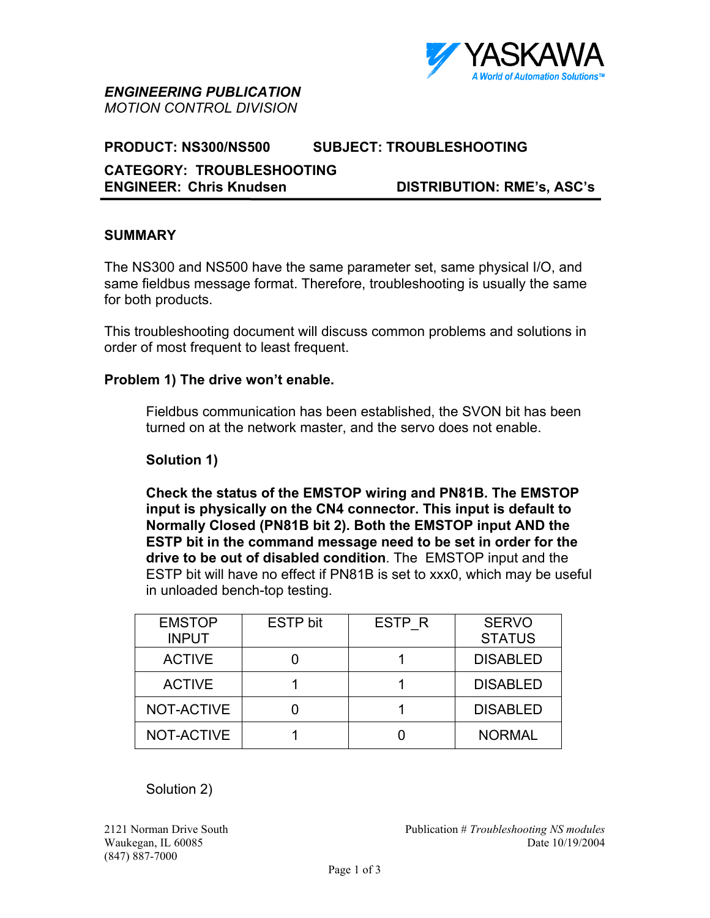*ENGINEERING PUBLICATION*
*MOTION CONTROL DIVISION*

**PRODUCT: NS300/NS500 SUBJECT: TROUBLESHOOTING**

**CATEGORY: TROUBLESHOOTING**
**ENGINEER: Chris Knudsen DISTRIBUTION: RME's, ASC's**

## SUMMARY

The NS300 and NS500 have the same parameter set, same physical I/O, and same fieldbus message format. Therefore, troubleshooting is usually the same for both products.

This troubleshooting document will discuss common problems and solutions in order of most frequent to least frequent.

### Problem 1) The drive won't enable.

Fieldbus communication has been established, the SVON bit has been turned on at the network master, and the servo does not enable.

**Solution 1)**

**Check the status of the EMSTOP wiring and PN81B. The EMSTOP input is physically on the CN4 connector. This input is default to Normally Closed (PN81B bit 2). Both the EMSTOP input AND the ESTP bit in the command message need to be set in order for the drive to be out of disabled condition**. The EMSTOP input and the ESTP bit will have no effect if PN81B is set to xxx0, which may be useful in unloaded bench-top testing.

| EMSTOP INPUT | ESTP bit | ESTP_R | SERVO STATUS |
|---|---|---|---|
| ACTIVE | 0 | 1 | DISABLED |
| ACTIVE | 1 | 1 | DISABLED |
| NOT-ACTIVE | 0 | 1 | DISABLED |
| NOT-ACTIVE | 1 | 0 | NORMAL |

Solution 2)

2121 Norman Drive South
Waukegan, IL 60085
(847) 887-7000

Publication # *Troubleshooting NS modules*
Date 10/19/2004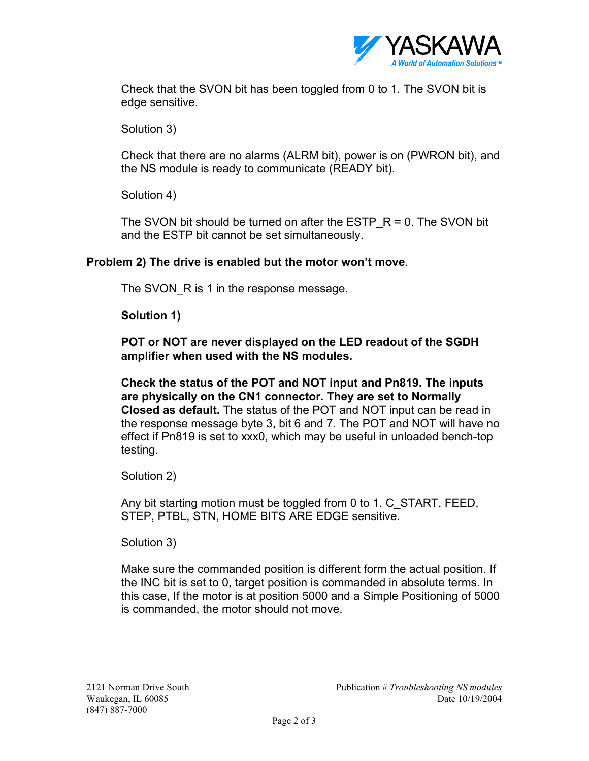Check that the SVON bit has been toggled from 0 to 1. The SVON bit is edge sensitive.

Solution 3)

Check that there are no alarms (ALRM bit), power is on (PWRON bit), and the NS module is ready to communicate (READY bit).

Solution 4)

The SVON bit should be turned on after the ESTP_R = 0. The SVON bit and the ESTP bit cannot be set simultaneously.

**Problem 2) The drive is enabled but the motor won't move**.

The SVON_R is 1 in the response message.

**Solution 1)**

**POT or NOT are never displayed on the LED readout of the SGDH amplifier when used with the NS modules.**

**Check the status of the POT and NOT input and Pn819. The inputs are physically on the CN1 connector. They are set to Normally Closed as default.** The status of the POT and NOT input can be read in the response message byte 3, bit 6 and 7. The POT and NOT will have no effect if Pn819 is set to xxx0, which may be useful in unloaded bench-top testing.

Solution 2)

Any bit starting motion must be toggled from 0 to 1. C_START, FEED, STEP, PTBL, STN, HOME BITS ARE EDGE sensitive.

Solution 3)

Make sure the commanded position is different form the actual position. If the INC bit is set to 0, target position is commanded in absolute terms. In this case, If the motor is at position 5000 and a Simple Positioning of 5000 is commanded, the motor should not move.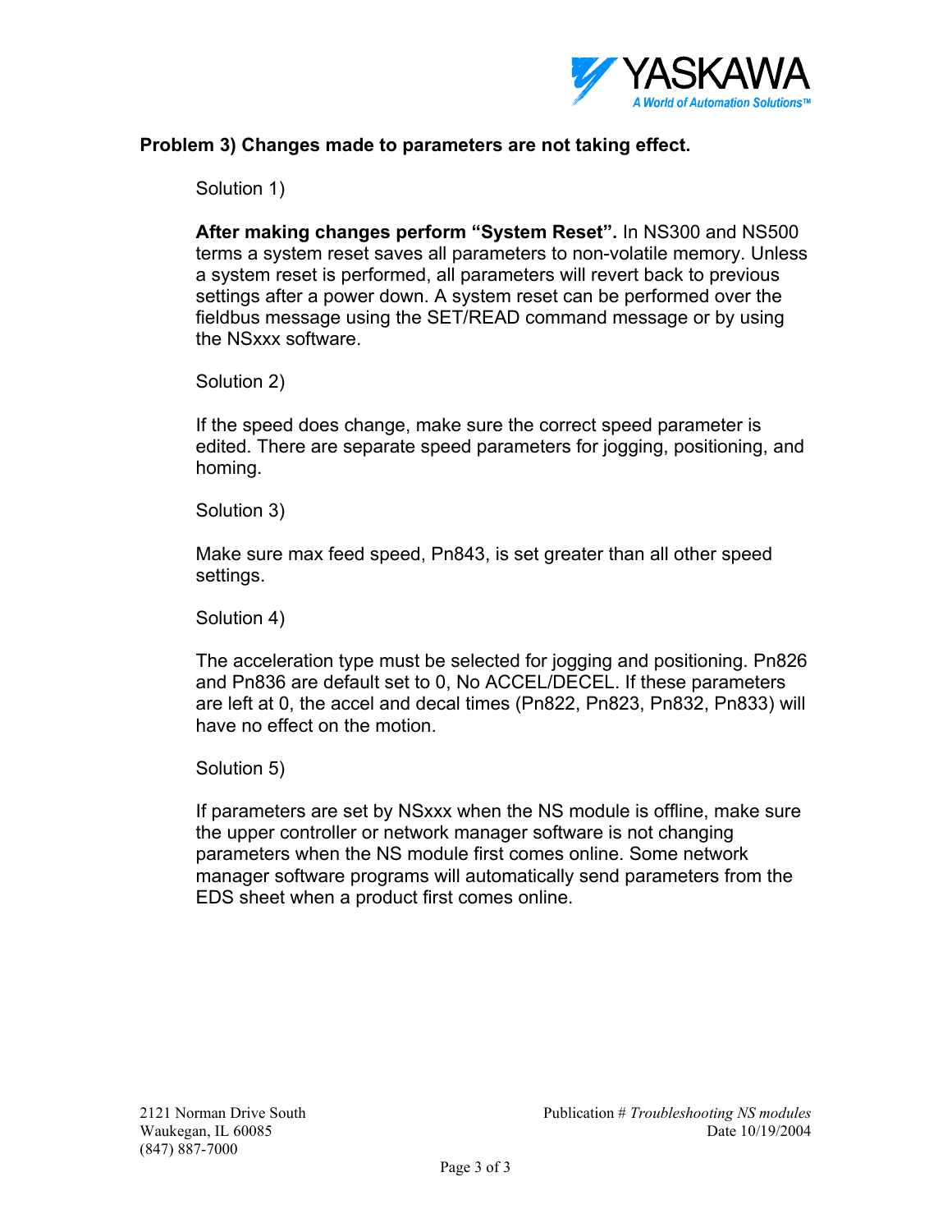**Problem 3) Changes made to parameters are not taking effect.**

Solution 1)

**After making changes perform "System Reset".** In NS300 and NS500 terms a system reset saves all parameters to non-volatile memory. Unless a system reset is performed, all parameters will revert back to previous settings after a power down. A system reset can be performed over the fieldbus message using the SET/READ command message or by using the NSxxx software.

Solution 2)

If the speed does change, make sure the correct speed parameter is edited. There are separate speed parameters for jogging, positioning, and homing.

Solution 3)

Make sure max feed speed, Pn843, is set greater than all other speed settings.

Solution 4)

The acceleration type must be selected for jogging and positioning. Pn826 and Pn836 are default set to 0, No ACCEL/DECEL. If these parameters are left at 0, the accel and decal times (Pn822, Pn823, Pn832, Pn833) will have no effect on the motion.

Solution 5)

If parameters are set by NSxxx when the NS module is offline, make sure the upper controller or network manager software is not changing parameters when the NS module first comes online. Some network manager software programs will automatically send parameters from the EDS sheet when a product first comes online.